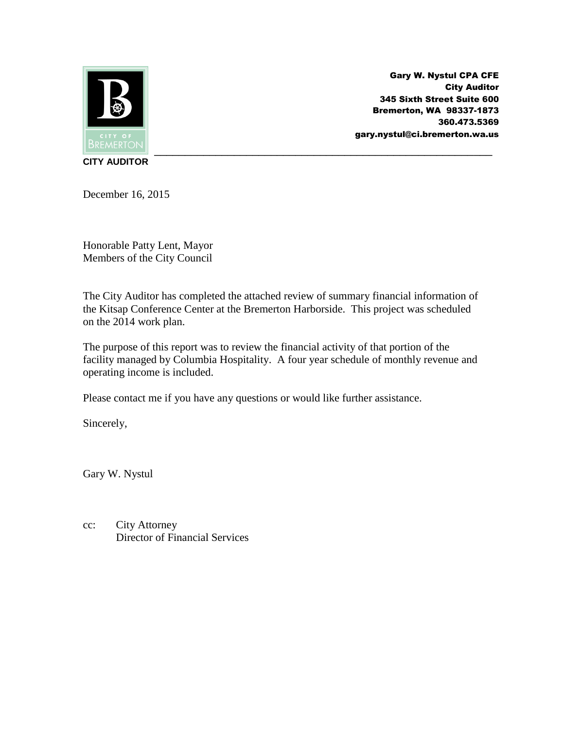Gary W. Nystul CPA CFE
City Auditor
345 Sixth Street Suite 600
Bremerton, WA 98337-1873
360.473.5369
gary.nystul@ci.bremerton.wa.us

CITY OF BREMERTON

**CITY AUDITOR**

December 16, 2015

Honorable Patty Lent, Mayor
Members of the City Council

The City Auditor has completed the attached review of summary financial information of the Kitsap Conference Center at the Bremerton Harborside. This project was scheduled on the 2014 work plan.

The purpose of this report was to review the financial activity of that portion of the facility managed by Columbia Hospitality. A four year schedule of monthly revenue and operating income is included.

Please contact me if you have any questions or would like further assistance.

Sincerely,

Gary W. Nystul

cc: City Attorney
Director of Financial Services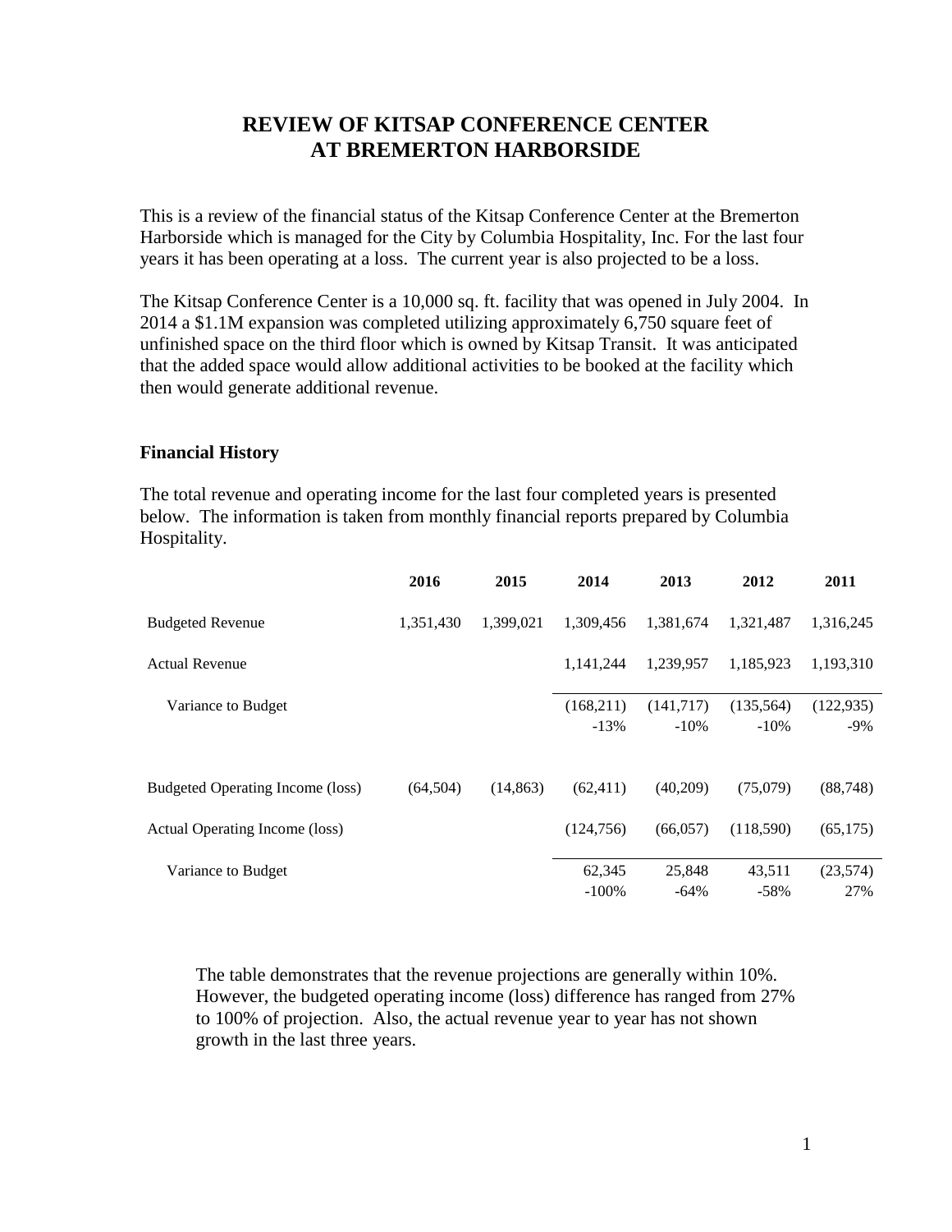# REVIEW OF KITSAP CONFERENCE CENTER AT BREMERTON HARBORSIDE

This is a review of the financial status of the Kitsap Conference Center at the Bremerton Harborside which is managed for the City by Columbia Hospitality, Inc. For the last four years it has been operating at a loss. The current year is also projected to be a loss.

The Kitsap Conference Center is a 10,000 sq. ft. facility that was opened in July 2004. In 2014 a $1.1M expansion was completed utilizing approximately 6,750 square feet of unfinished space on the third floor which is owned by Kitsap Transit. It was anticipated that the added space would allow additional activities to be booked at the facility which then would generate additional revenue.

### Financial History

The total revenue and operating income for the last four completed years is presented below. The information is taken from monthly financial reports prepared by Columbia Hospitality.

| | 2016 | 2015 | 2014 | 2013 | 2012 | 2011 |
|---|---|---|---|---|---|---|
| Budgeted Revenue | 1,351,430 | 1,399,021 | 1,309,456 | 1,381,674 | 1,321,487 | 1,316,245 |
| Actual Revenue | | | 1,141,244 | 1,239,957 | 1,185,923 | 1,193,310 |
| Variance to Budget | | | (168,211) | (141,717) | (135,564) | (122,935) |
| | | | -13% | -10% | -10% | -9% |
| Budgeted Operating Income (loss) | (64,504) | (14,863) | (62,411) | (40,209) | (75,079) | (88,748) |
| Actual Operating Income (loss) | | | (124,756) | (66,057) | (118,590) | (65,175) |
| Variance to Budget | | | 62,345 | 25,848 | 43,511 | (23,574) |
| | | | -100% | -64% | -58% | 27% |

The table demonstrates that the revenue projections are generally within 10%. However, the budgeted operating income (loss) difference has ranged from 27% to 100% of projection. Also, the actual revenue year to year has not shown growth in the last three years.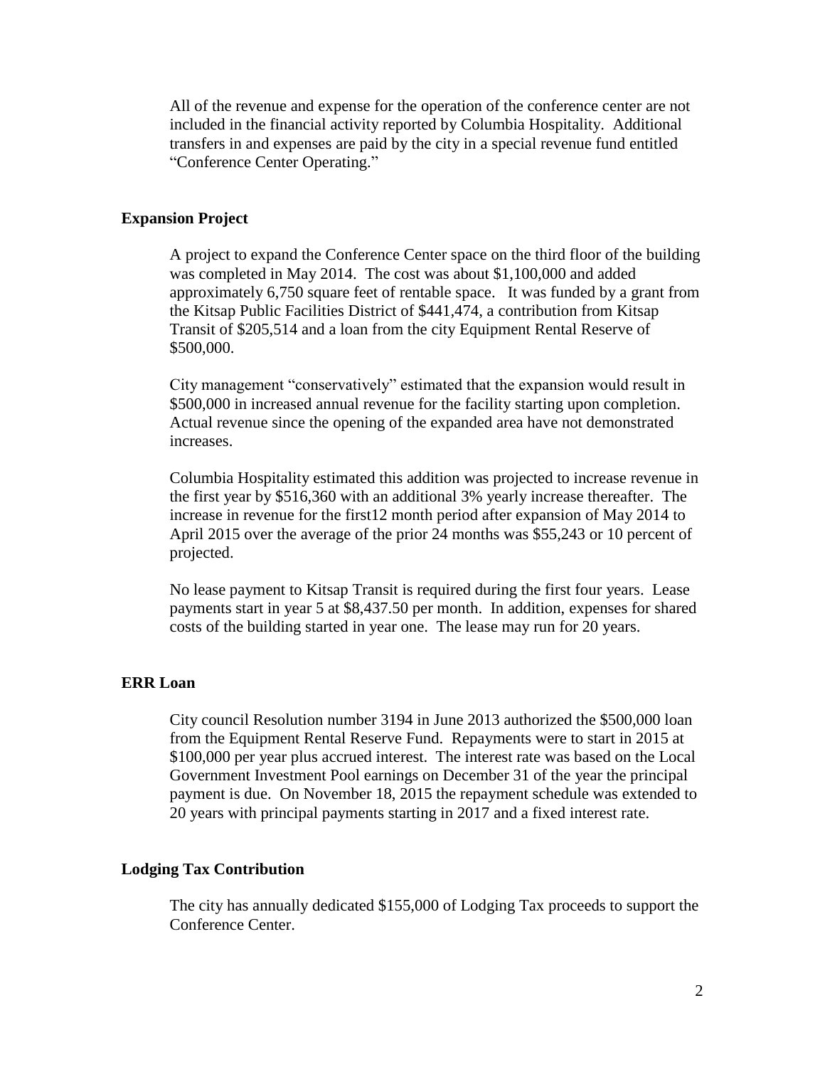All of the revenue and expense for the operation of the conference center are not included in the financial activity reported by Columbia Hospitality. Additional transfers in and expenses are paid by the city in a special revenue fund entitled "Conference Center Operating."

## Expansion Project

A project to expand the Conference Center space on the third floor of the building was completed in May 2014. The cost was about $1,100,000 and added approximately 6,750 square feet of rentable space. It was funded by a grant from the Kitsap Public Facilities District of $441,474, a contribution from Kitsap Transit of $205,514 and a loan from the city Equipment Rental Reserve of $500,000.

City management "conservatively" estimated that the expansion would result in $500,000 in increased annual revenue for the facility starting upon completion. Actual revenue since the opening of the expanded area have not demonstrated increases.

Columbia Hospitality estimated this addition was projected to increase revenue in the first year by $516,360 with an additional 3% yearly increase thereafter. The increase in revenue for the first12 month period after expansion of May 2014 to April 2015 over the average of the prior 24 months was $55,243 or 10 percent of projected.

No lease payment to Kitsap Transit is required during the first four years. Lease payments start in year 5 at $8,437.50 per month. In addition, expenses for shared costs of the building started in year one. The lease may run for 20 years.

## ERR Loan

City council Resolution number 3194 in June 2013 authorized the $500,000 loan from the Equipment Rental Reserve Fund. Repayments were to start in 2015 at $100,000 per year plus accrued interest. The interest rate was based on the Local Government Investment Pool earnings on December 31 of the year the principal payment is due. On November 18, 2015 the repayment schedule was extended to 20 years with principal payments starting in 2017 and a fixed interest rate.

## Lodging Tax Contribution

The city has annually dedicated $155,000 of Lodging Tax proceeds to support the Conference Center.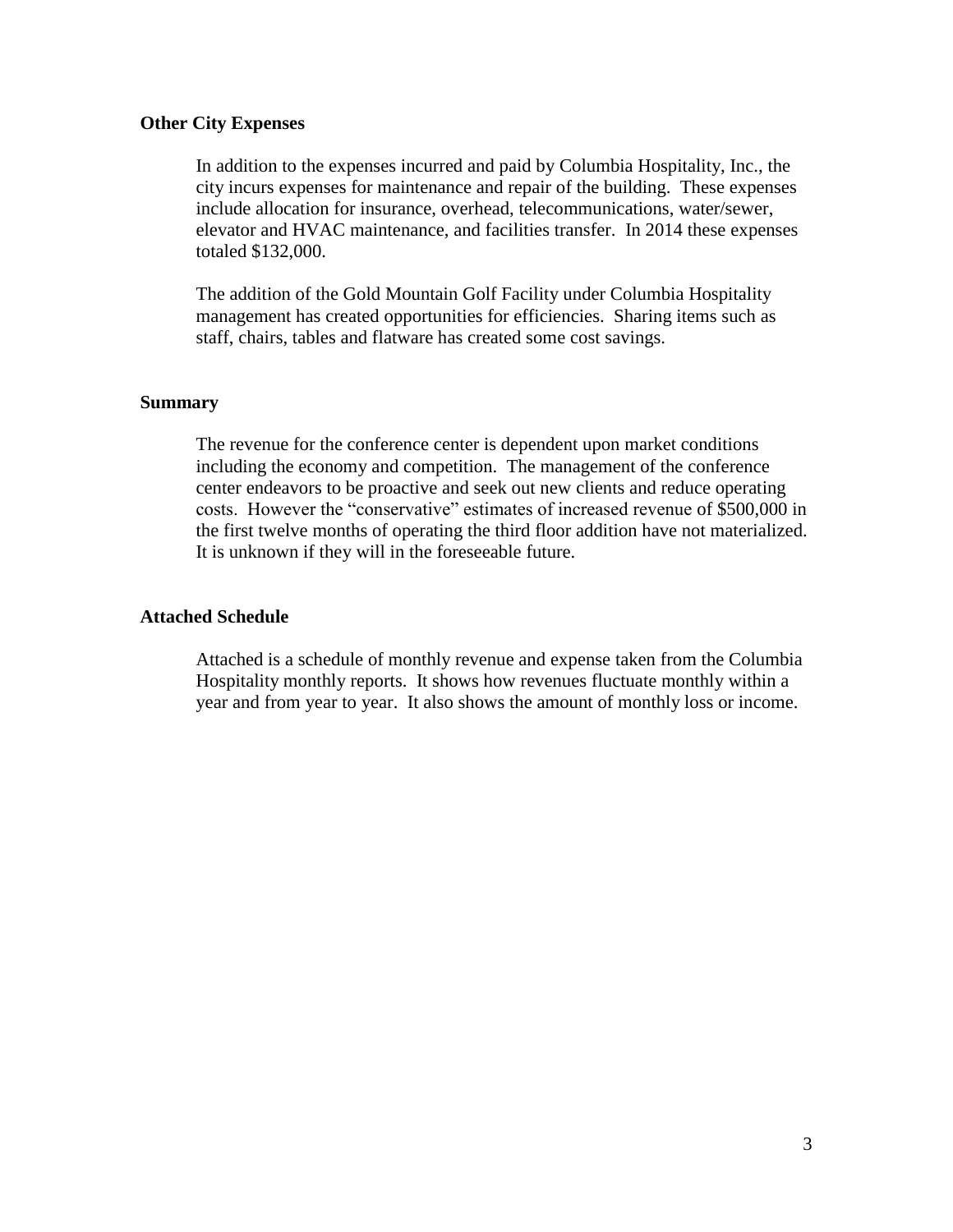## Other City Expenses

In addition to the expenses incurred and paid by Columbia Hospitality, Inc., the city incurs expenses for maintenance and repair of the building. These expenses include allocation for insurance, overhead, telecommunications, water/sewer, elevator and HVAC maintenance, and facilities transfer. In 2014 these expenses totaled $132,000.

The addition of the Gold Mountain Golf Facility under Columbia Hospitality management has created opportunities for efficiencies. Sharing items such as staff, chairs, tables and flatware has created some cost savings.

## Summary

The revenue for the conference center is dependent upon market conditions including the economy and competition. The management of the conference center endeavors to be proactive and seek out new clients and reduce operating costs. However the "conservative" estimates of increased revenue of $500,000 in the first twelve months of operating the third floor addition have not materialized. It is unknown if they will in the foreseeable future.

## Attached Schedule

Attached is a schedule of monthly revenue and expense taken from the Columbia Hospitality monthly reports. It shows how revenues fluctuate monthly within a year and from year to year. It also shows the amount of monthly loss or income.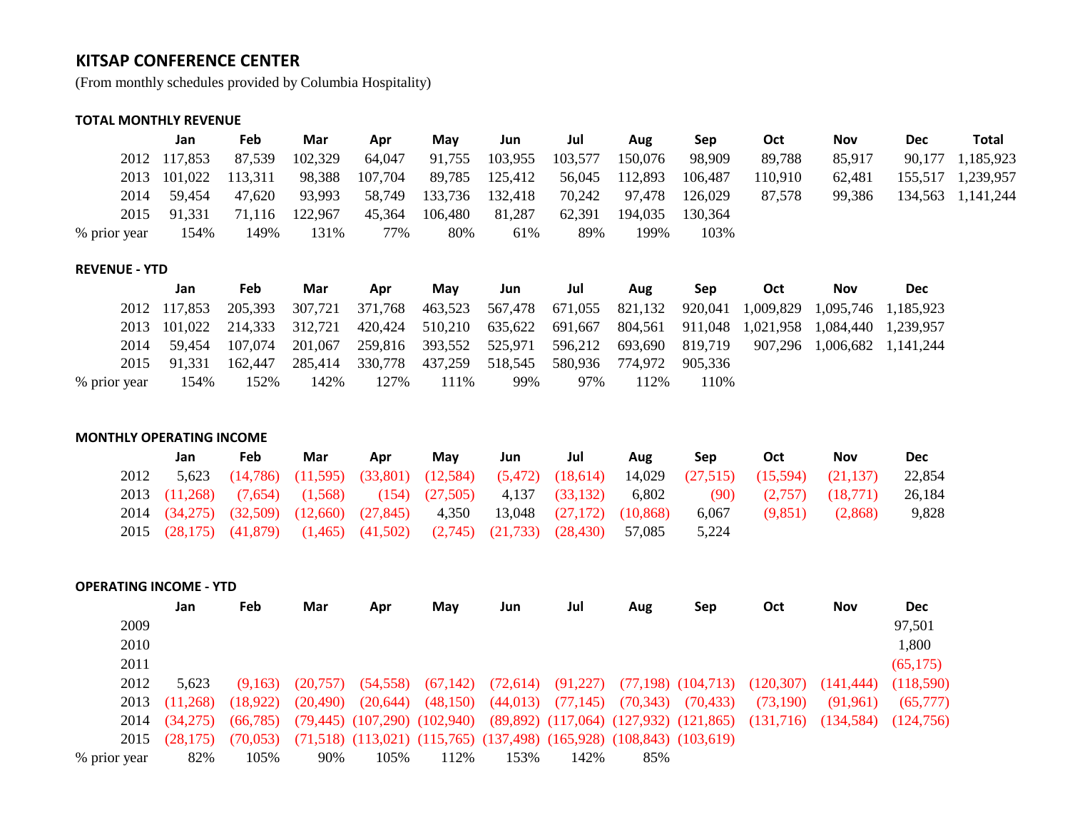# KITSAP CONFERENCE CENTER

(From monthly schedules provided by Columbia Hospitality)

### TOTAL MONTHLY REVENUE

| | Jan | Feb | Mar | Apr | May | Jun | Jul | Aug | Sep | Oct | Nov | Dec | Total |
|---|---|---|---|---|---|---|---|---|---|---|---|---|---|
| 2012 | 117,853 | 87,539 | 102,329 | 64,047 | 91,755 | 103,955 | 103,577 | 150,076 | 98,909 | 89,788 | 85,917 | 90,177 | 1,185,923 |
| 2013 | 101,022 | 113,311 | 98,388 | 107,704 | 89,785 | 125,412 | 56,045 | 112,893 | 106,487 | 110,910 | 62,481 | 155,517 | 1,239,957 |
| 2014 | 59,454 | 47,620 | 93,993 | 58,749 | 133,736 | 132,418 | 70,242 | 97,478 | 126,029 | 87,578 | 99,386 | 134,563 | 1,141,244 |
| 2015 | 91,331 | 71,116 | 122,967 | 45,364 | 106,480 | 81,287 | 62,391 | 194,035 | 130,364 | | | | |
| % prior year | 154% | 149% | 131% | 77% | 80% | 61% | 89% | 199% | 103% | | | | |

### REVENUE - YTD

| | Jan | Feb | Mar | Apr | May | Jun | Jul | Aug | Sep | Oct | Nov | Dec |
|---|---|---|---|---|---|---|---|---|---|---|---|---|
| 2012 | 117,853 | 205,393 | 307,721 | 371,768 | 463,523 | 567,478 | 671,055 | 821,132 | 920,041 | 1,009,829 | 1,095,746 | 1,185,923 |
| 2013 | 101,022 | 214,333 | 312,721 | 420,424 | 510,210 | 635,622 | 691,667 | 804,561 | 911,048 | 1,021,958 | 1,084,440 | 1,239,957 |
| 2014 | 59,454 | 107,074 | 201,067 | 259,816 | 393,552 | 525,971 | 596,212 | 693,690 | 819,719 | 907,296 | 1,006,682 | 1,141,244 |
| 2015 | 91,331 | 162,447 | 285,414 | 330,778 | 437,259 | 518,545 | 580,936 | 774,972 | 905,336 | | | |
| % prior year | 154% | 152% | 142% | 127% | 111% | 99% | 97% | 112% | 110% | | | |

### MONTHLY OPERATING INCOME

| | Jan | Feb | Mar | Apr | May | Jun | Jul | Aug | Sep | Oct | Nov | Dec |
|---|---|---|---|---|---|---|---|---|---|---|---|---|
| 2012 | 5,623 | (14,786) | (11,595) | (33,801) | (12,584) | (5,472) | (18,614) | 14,029 | (27,515) | (15,594) | (21,137) | 22,854 |
| 2013 | (11,268) | (7,654) | (1,568) | (154) | (27,505) | 4,137 | (33,132) | 6,802 | (90) | (2,757) | (18,771) | 26,184 |
| 2014 | (34,275) | (32,509) | (12,660) | (27,845) | 4,350 | 13,048 | (27,172) | (10,868) | 6,067 | (9,851) | (2,868) | 9,828 |
| 2015 | (28,175) | (41,879) | (1,465) | (41,502) | (2,745) | (21,733) | (28,430) | 57,085 | 5,224 | | | |

### OPERATING INCOME - YTD

| | Jan | Feb | Mar | Apr | May | Jun | Jul | Aug | Sep | Oct | Nov | Dec |
|---|---|---|---|---|---|---|---|---|---|---|---|---|
| 2009 | | | | | | | | | | | | 97,501 |
| 2010 | | | | | | | | | | | | 1,800 |
| 2011 | | | | | | | | | | | | (65,175) |
| 2012 | 5,623 | (9,163) | (20,757) | (54,558) | (67,142) | (72,614) | (91,227) | (77,198) | (104,713) | (120,307) | (141,444) | (118,590) |
| 2013 | (11,268) | (18,922) | (20,490) | (20,644) | (48,150) | (44,013) | (77,145) | (70,343) | (70,433) | (73,190) | (91,961) | (65,777) |
| 2014 | (34,275) | (66,785) | (79,445) | (107,290) | (102,940) | (89,892) | (117,064) | (127,932) | (121,865) | (131,716) | (134,584) | (124,756) |
| 2015 | (28,175) | (70,053) | (71,518) | (113,021) | (115,765) | (137,498) | (165,928) | (108,843) | (103,619) | | | |
| % prior year | 82% | 105% | 90% | 105% | 112% | 153% | 142% | 85% | | | | |